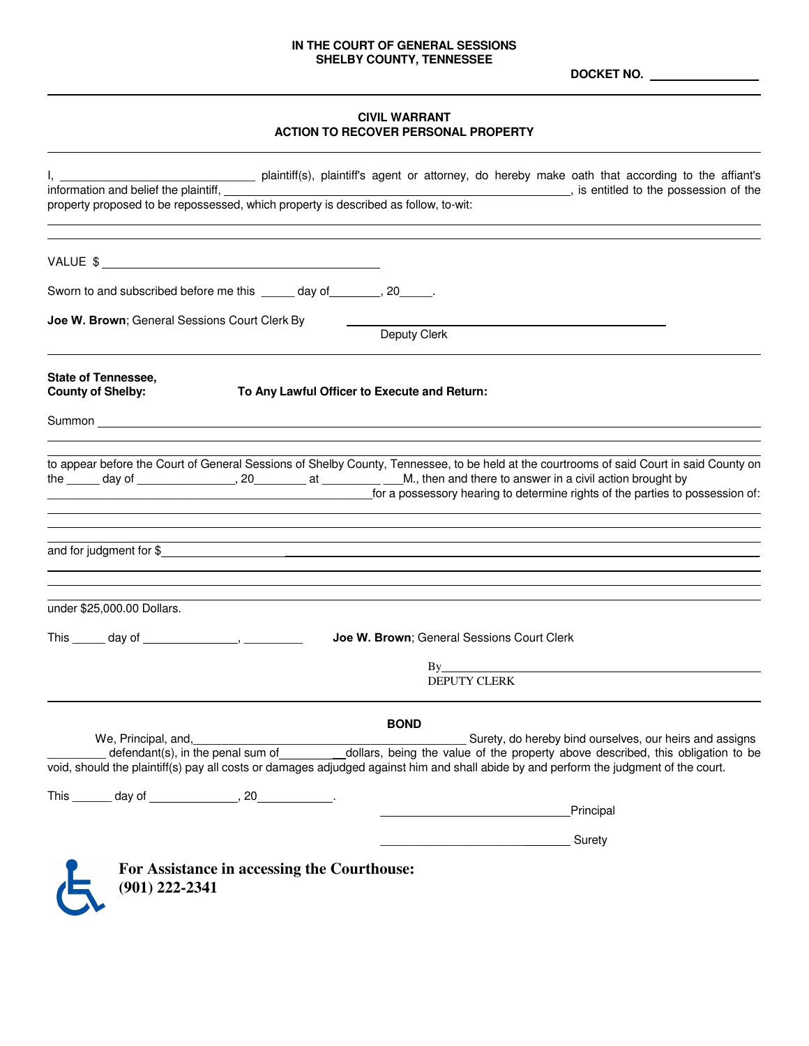**IN THE COURT OF GENERAL SESSIONS**
**SHELBY COUNTY, TENNESSEE**

**DOCKET NO.** ________________

## CIVIL WARRANT
## ACTION TO RECOVER PERSONAL PROPERTY

I, ______________________________ plaintiff(s), plaintiff's agent or attorney, do hereby make oath that according to the affiant's information and belief the plaintiff, ____________________________________________________, is entitled to the possession of the property proposed to be repossessed, which property is described as follow, to-wit:

______________________________________________________________________________

______________________________________________________________________________

VALUE $ ____________________________________________

Sworn to and subscribed before me this _____ day of________, 20_____.

**Joe W. Brown**; General Sessions Court Clerk By ____________________________________________
Deputy Clerk

**State of Tennessee,**
**County of Shelby:** **To Any Lawful Officer to Execute and Return:**

Summon ______________________________________________________________________

______________________________________________________________________________

to appear before the Court of General Sessions of Shelby County, Tennessee, to be held at the courtrooms of said Court in said County on the _____ day of _______________, 20________ at _________ ___M., then and there to answer in a civil action brought by ________________________________________________for a possessory hearing to determine rights of the parties to possession of:

______________________________________________________________________________

______________________________________________________________________________

and for judgment for $_________________________________________________________________

______________________________________________________________________________

______________________________________________________________________________

under $25,000.00 Dollars.

This _____ day of _______________, _________ **Joe W. Brown**; General Sessions Court Clerk

By____________________________________________
DEPUTY CLERK

### BOND

We, Principal, and,__________________________________________ Surety, do hereby bind ourselves, our heirs and assigns _________ defendant(s), in the penal sum of___________dollars, being the value of the property above described, this obligation to be void, should the plaintiff(s) pay all costs or damages adjudged against him and shall abide by and perform the judgment of the court.

This ______ day of ______________, 20___________.

______________________________Principal

______________________________ Surety

**For Assistance in accessing the Courthouse:**
**(901) 222-2341**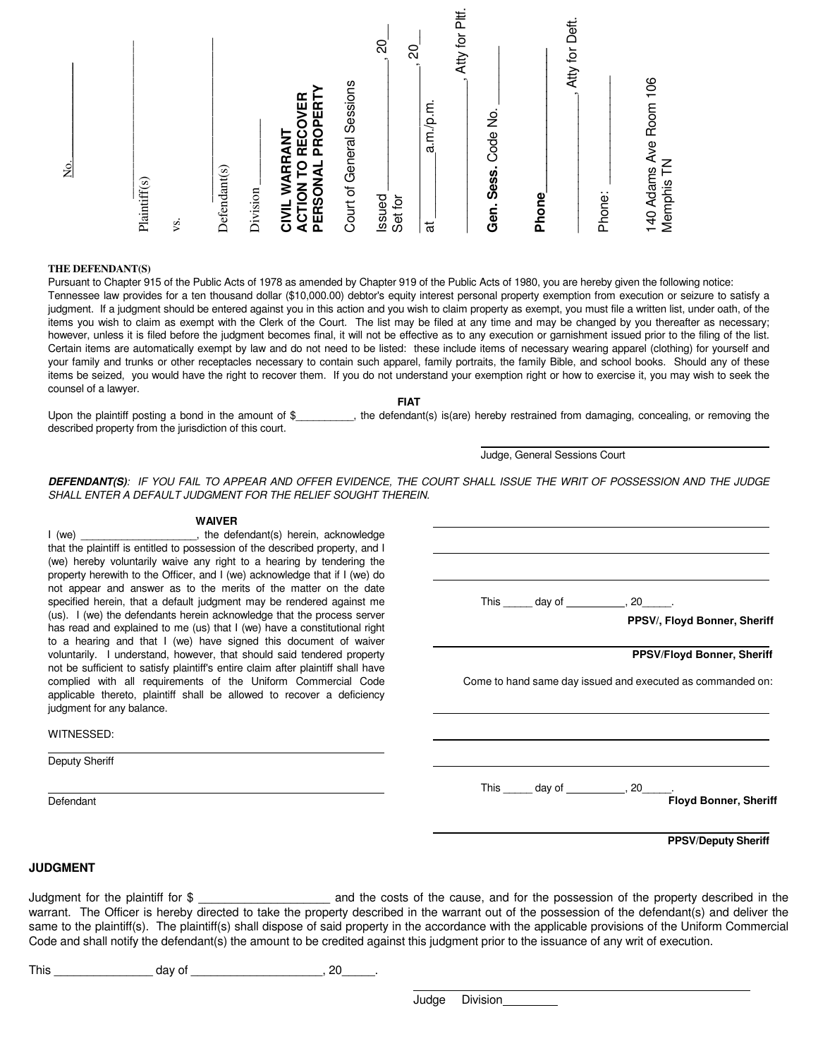No.\_\_\_\_\_\_\_\_\_\_

\_\_\_\_\_\_\_\_\_\_\_\_\_\_\_\_\_\_\_\_ Plaintiff(s)

vs.

\_\_\_\_\_\_\_\_\_\_\_\_\_\_\_\_\_\_\_\_ Defendant(s)

Division \_\_\_\_\_\_\_\_

**CIVIL WARRANT ACTION TO RECOVER PERSONAL PROPERTY**

Court of General Sessions

Issued \_\_\_\_\_\_\_\_\_\_, 20\_\_

Set for \_\_\_\_\_\_\_\_\_\_, 20\_\_

at \_\_\_\_\_\_\_\_ a.m./p.m.

\_\_\_\_\_\_\_\_\_\_\_\_\_\_\_\_, Atty for Pltf.

**Gen. Sess.** Code No. \_\_\_\_\_\_\_\_

**Phone**\_\_\_\_\_\_\_\_\_\_\_\_\_\_

\_\_\_\_\_\_\_\_\_\_\_\_\_\_\_\_, Atty for Deft.

Phone: \_\_\_\_\_\_\_\_\_\_\_\_\_\_

140 Adams Ave Room 106
Memphis TN

**THE DEFENDANT(S)**

Pursuant to Chapter 915 of the Public Acts of 1978 as amended by Chapter 919 of the Public Acts of 1980, you are hereby given the following notice: Tennessee law provides for a ten thousand dollar ($10,000.00) debtor's equity interest personal property exemption from execution or seizure to satisfy a judgment. If a judgment should be entered against you in this action and you wish to claim property as exempt, you must file a written list, under oath, of the items you wish to claim as exempt with the Clerk of the Court. The list may be filed at any time and may be changed by you thereafter as necessary; however, unless it is filed before the judgment becomes final, it will not be effective as to any execution or garnishment issued prior to the filing of the list. Certain items are automatically exempt by law and do not need to be listed: these include items of necessary wearing apparel (clothing) for yourself and your family and trunks or other receptacles necessary to contain such apparel, family portraits, the family Bible, and school books. Should any of these items be seized, you would have the right to recover them. If you do not understand your exemption right or how to exercise it, you may wish to seek the counsel of a lawyer.

**FIAT**

Upon the plaintiff posting a bond in the amount of $\_\_\_\_\_\_\_\_\_\_, the defendant(s) is(are) hereby restrained from damaging, concealing, or removing the described property from the jurisdiction of this court.

\_\_\_\_\_\_\_\_\_\_\_\_\_\_\_\_\_\_\_\_\_\_\_\_\_\_\_\_\_\_
Judge, General Sessions Court

***DEFENDANT(S)**: IF YOU FAIL TO APPEAR AND OFFER EVIDENCE, THE COURT SHALL ISSUE THE WRIT OF POSSESSION AND THE JUDGE SHALL ENTER A DEFAULT JUDGMENT FOR THE RELIEF SOUGHT THEREIN.*

**WAIVER**

I (we) \_\_\_\_\_\_\_\_\_\_\_\_\_\_\_\_\_\_\_\_, the defendant(s) herein, acknowledge that the plaintiff is entitled to possession of the described property, and I (we) hereby voluntarily waive any right to a hearing by tendering the property herewith to the Officer, and I (we) acknowledge that if I (we) do not appear and answer as to the merits of the matter on the date specified herein, that a default judgment may be rendered against me (us). I (we) the defendants herein acknowledge that the process server has read and explained to me (us) that I (we) have a constitutional right to a hearing and that I (we) have signed this document of waiver voluntarily. I understand, however, that should said tendered property not be sufficient to satisfy plaintiff's entire claim after plaintiff shall have complied with all requirements of the Uniform Commercial Code applicable thereto, plaintiff shall be allowed to recover a deficiency judgment for any balance.

WITNESSED:

\_\_\_\_\_\_\_\_\_\_\_\_\_\_\_\_\_\_\_\_\_\_\_\_\_\_\_\_\_\_
Deputy Sheriff

\_\_\_\_\_\_\_\_\_\_\_\_\_\_\_\_\_\_\_\_\_\_\_\_\_\_\_\_\_\_
Defendant

\_\_\_\_\_\_\_\_\_\_\_\_\_\_\_\_\_\_\_\_\_\_\_\_\_\_\_\_\_\_

\_\_\_\_\_\_\_\_\_\_\_\_\_\_\_\_\_\_\_\_\_\_\_\_\_\_\_\_\_\_

\_\_\_\_\_\_\_\_\_\_\_\_\_\_\_\_\_\_\_\_\_\_\_\_\_\_\_\_\_\_

This \_\_\_\_\_ day of \_\_\_\_\_\_\_\_\_\_, 20\_\_\_\_\_.

**PPSV/, Floyd Bonner, Sheriff**

\_\_\_\_\_\_\_\_\_\_\_\_\_\_\_\_\_\_\_\_\_\_\_\_\_\_\_\_\_\_
**PPSV/Floyd Bonner, Sheriff**

Come to hand same day issued and executed as commanded on:

\_\_\_\_\_\_\_\_\_\_\_\_\_\_\_\_\_\_\_\_\_\_\_\_\_\_\_\_\_\_

\_\_\_\_\_\_\_\_\_\_\_\_\_\_\_\_\_\_\_\_\_\_\_\_\_\_\_\_\_\_

\_\_\_\_\_\_\_\_\_\_\_\_\_\_\_\_\_\_\_\_\_\_\_\_\_\_\_\_\_\_

This \_\_\_\_\_ day of \_\_\_\_\_\_\_\_\_\_, 20\_\_\_\_\_.

**Floyd Bonner, Sheriff**

\_\_\_\_\_\_\_\_\_\_\_\_\_\_\_\_\_\_\_\_\_\_\_\_\_\_\_\_\_\_
**PPSV/Deputy Sheriff**

## JUDGMENT

Judgment for the plaintiff for $ \_\_\_\_\_\_\_\_\_\_\_\_\_\_\_\_\_\_\_\_ and the costs of the cause, and for the possession of the property described in the warrant. The Officer is hereby directed to take the property described in the warrant out of the possession of the defendant(s) and deliver the same to the plaintiff(s). The plaintiff(s) shall dispose of said property in the accordance with the applicable provisions of the Uniform Commercial Code and shall notify the defendant(s) the amount to be credited against this judgment prior to the issuance of any writ of execution.

This \_\_\_\_\_\_\_\_\_\_\_\_\_\_\_ day of \_\_\_\_\_\_\_\_\_\_\_\_\_\_\_\_\_\_\_\_, 20\_\_\_\_\_.

\_\_\_\_\_\_\_\_\_\_\_\_\_\_\_\_\_\_\_\_\_\_\_\_\_\_\_\_\_\_
Judge Division\_\_\_\_\_\_\_\_